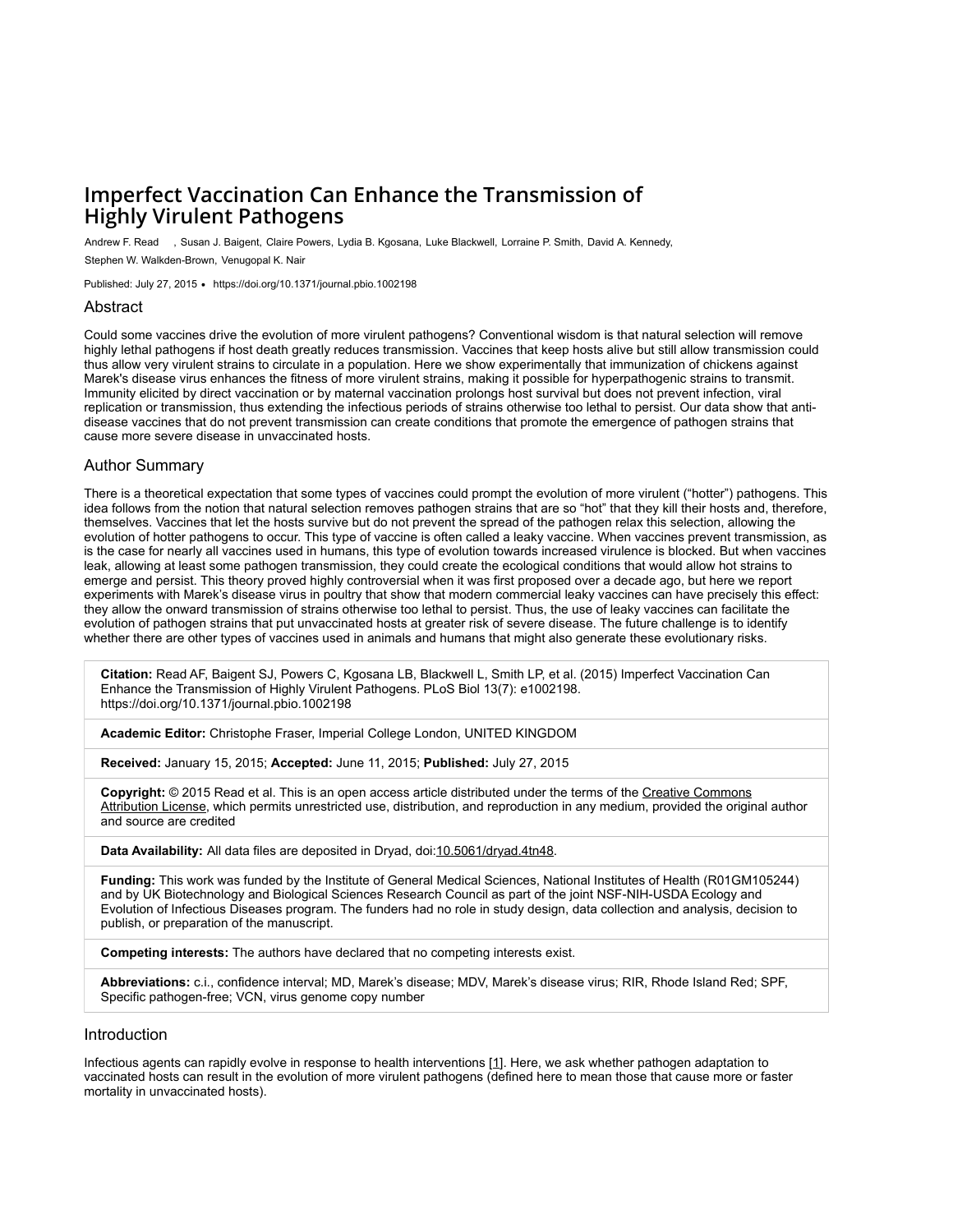# Imperfect Vaccination Can Enhance the Transmission of Highly Virulent Pathogens

Andrew F. Read, Susan J. Baigent, Claire Powers, Lydia B. Kgosana, Luke Blackwell, Lorraine P. Smith, David A. Kennedy, Stephen W. Walkden-Brown, Venugopal K. Nair

Published: July 27, 2015 • https://doi.org/10.1371/journal.pbio.1002198

## Abstract

Could some vaccines drive the evolution of more virulent pathogens? Conventional wisdom is that natural selection will remove highly lethal pathogens if host death greatly reduces transmission. Vaccines that keep hosts alive but still allow transmission could thus allow very virulent strains to circulate in a population. Here we show experimentally that immunization of chickens against Marek's disease virus enhances the fitness of more virulent strains, making it possible for hyperpathogenic strains to transmit. Immunity elicited by direct vaccination or by maternal vaccination prolongs host survival but does not prevent infection, viral replication or transmission, thus extending the infectious periods of strains otherwise too lethal to persist. Our data show that anti-disease vaccines that do not prevent transmission can create conditions that promote the emergence of pathogen strains that cause more severe disease in unvaccinated hosts.

## Author Summary

There is a theoretical expectation that some types of vaccines could prompt the evolution of more virulent ("hotter") pathogens. This idea follows from the notion that natural selection removes pathogen strains that are so "hot" that they kill their hosts and, therefore, themselves. Vaccines that let the hosts survive but do not prevent the spread of the pathogen relax this selection, allowing the evolution of hotter pathogens to occur. This type of vaccine is often called a leaky vaccine. When vaccines prevent transmission, as is the case for nearly all vaccines used in humans, this type of evolution towards increased virulence is blocked. But when vaccines leak, allowing at least some pathogen transmission, they could create the ecological conditions that would allow hot strains to emerge and persist. This theory proved highly controversial when it was first proposed over a decade ago, but here we report experiments with Marek's disease virus in poultry that show that modern commercial leaky vaccines can have precisely this effect: they allow the onward transmission of strains otherwise too lethal to persist. Thus, the use of leaky vaccines can facilitate the evolution of pathogen strains that put unvaccinated hosts at greater risk of severe disease. The future challenge is to identify whether there are other types of vaccines used in animals and humans that might also generate these evolutionary risks.

**Citation:** Read AF, Baigent SJ, Powers C, Kgosana LB, Blackwell L, Smith LP, et al. (2015) Imperfect Vaccination Can Enhance the Transmission of Highly Virulent Pathogens. PLoS Biol 13(7): e1002198. https://doi.org/10.1371/journal.pbio.1002198

**Academic Editor:** Christophe Fraser, Imperial College London, UNITED KINGDOM

**Received:** January 15, 2015; **Accepted:** June 11, 2015; **Published:** July 27, 2015

**Copyright:** © 2015 Read et al. This is an open access article distributed under the terms of the Creative Commons Attribution License, which permits unrestricted use, distribution, and reproduction in any medium, provided the original author and source are credited

**Data Availability:** All data files are deposited in Dryad, doi:10.5061/dryad.4tn48.

**Funding:** This work was funded by the Institute of General Medical Sciences, National Institutes of Health (R01GM105244) and by UK Biotechnology and Biological Sciences Research Council as part of the joint NSF-NIH-USDA Ecology and Evolution of Infectious Diseases program. The funders had no role in study design, data collection and analysis, decision to publish, or preparation of the manuscript.

**Competing interests:** The authors have declared that no competing interests exist.

**Abbreviations:** c.i., confidence interval; MD, Marek's disease; MDV, Marek's disease virus; RIR, Rhode Island Red; SPF, Specific pathogen-free; VCN, virus genome copy number

## Introduction

Infectious agents can rapidly evolve in response to health interventions [1]. Here, we ask whether pathogen adaptation to vaccinated hosts can result in the evolution of more virulent pathogens (defined here to mean those that cause more or faster mortality in unvaccinated hosts).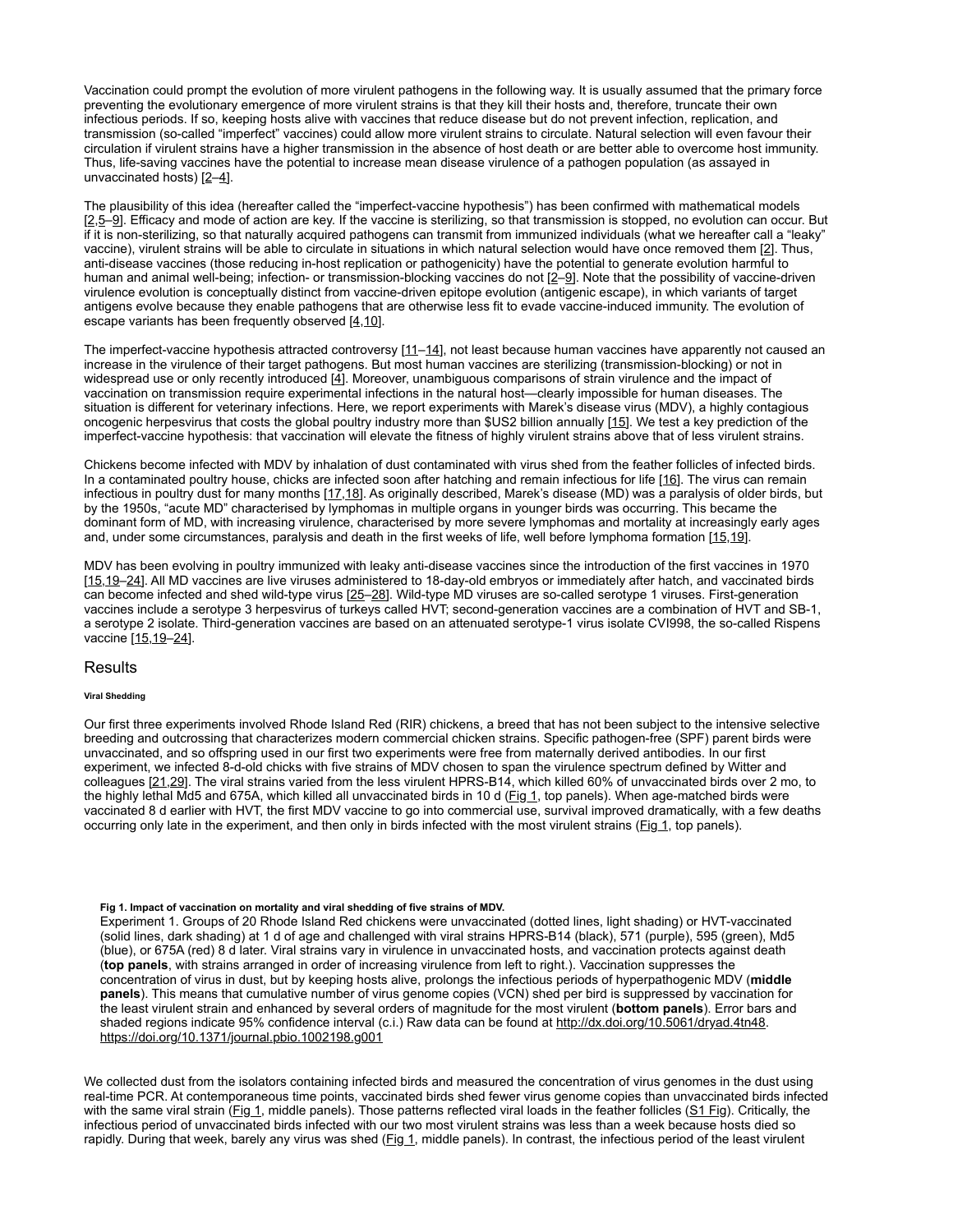Vaccination could prompt the evolution of more virulent pathogens in the following way. It is usually assumed that the primary force preventing the evolutionary emergence of more virulent strains is that they kill their hosts and, therefore, truncate their own infectious periods. If so, keeping hosts alive with vaccines that reduce disease but do not prevent infection, replication, and transmission (so-called "imperfect" vaccines) could allow more virulent strains to circulate. Natural selection will even favour their circulation if virulent strains have a higher transmission in the absence of host death or are better able to overcome host immunity. Thus, life-saving vaccines have the potential to increase mean disease virulence of a pathogen population (as assayed in unvaccinated hosts) [2–4].

The plausibility of this idea (hereafter called the "imperfect-vaccine hypothesis") has been confirmed with mathematical models [2,5–9]. Efficacy and mode of action are key. If the vaccine is sterilizing, so that transmission is stopped, no evolution can occur. But if it is non-sterilizing, so that naturally acquired pathogens can transmit from immunized individuals (what we hereafter call a "leaky" vaccine), virulent strains will be able to circulate in situations in which natural selection would have once removed them [2]. Thus, anti-disease vaccines (those reducing in-host replication or pathogenicity) have the potential to generate evolution harmful to human and animal well-being; infection- or transmission-blocking vaccines do not [2–9]. Note that the possibility of vaccine-driven virulence evolution is conceptually distinct from vaccine-driven epitope evolution (antigenic escape), in which variants of target antigens evolve because they enable pathogens that are otherwise less fit to evade vaccine-induced immunity. The evolution of escape variants has been frequently observed [4,10].

The imperfect-vaccine hypothesis attracted controversy [11–14], not least because human vaccines have apparently not caused an increase in the virulence of their target pathogens. But most human vaccines are sterilizing (transmission-blocking) or not in widespread use or only recently introduced [4]. Moreover, unambiguous comparisons of strain virulence and the impact of vaccination on transmission require experimental infections in the natural host—clearly impossible for human diseases. The situation is different for veterinary infections. Here, we report experiments with Marek's disease virus (MDV), a highly contagious oncogenic herpesvirus that costs the global poultry industry more than $US2 billion annually [15]. We test a key prediction of the imperfect-vaccine hypothesis: that vaccination will elevate the fitness of highly virulent strains above that of less virulent strains.

Chickens become infected with MDV by inhalation of dust contaminated with virus shed from the feather follicles of infected birds. In a contaminated poultry house, chicks are infected soon after hatching and remain infectious for life [16]. The virus can remain infectious in poultry dust for many months [17,18]. As originally described, Marek's disease (MD) was a paralysis of older birds, but by the 1950s, "acute MD" characterised by lymphomas in multiple organs in younger birds was occurring. This became the dominant form of MD, with increasing virulence, characterised by more severe lymphomas and mortality at increasingly early ages and, under some circumstances, paralysis and death in the first weeks of life, well before lymphoma formation [15,19].

MDV has been evolving in poultry immunized with leaky anti-disease vaccines since the introduction of the first vaccines in 1970 [15,19–24]. All MD vaccines are live viruses administered to 18-day-old embryos or immediately after hatch, and vaccinated birds can become infected and shed wild-type virus [25–28]. Wild-type MD viruses are so-called serotype 1 viruses. First-generation vaccines include a serotype 3 herpesvirus of turkeys called HVT; second-generation vaccines are a combination of HVT and SB-1, a serotype 2 isolate. Third-generation vaccines are based on an attenuated serotype-1 virus isolate CVI998, the so-called Rispens vaccine [15,19–24].

## Results

#### Viral Shedding

Our first three experiments involved Rhode Island Red (RIR) chickens, a breed that has not been subject to the intensive selective breeding and outcrossing that characterizes modern commercial chicken strains. Specific pathogen-free (SPF) parent birds were unvaccinated, and so offspring used in our first two experiments were free from maternally derived antibodies. In our first experiment, we infected 8-d-old chicks with five strains of MDV chosen to span the virulence spectrum defined by Witter and colleagues [21,29]. The viral strains varied from the less virulent HPRS-B14, which killed 60% of unvaccinated birds over 2 mo, to the highly lethal Md5 and 675A, which killed all unvaccinated birds in 10 d (Fig 1, top panels). When age-matched birds were vaccinated 8 d earlier with HVT, the first MDV vaccine to go into commercial use, survival improved dramatically, with a few deaths occurring only late in the experiment, and then only in birds infected with the most virulent strains (Fig 1, top panels).

**Fig 1. Impact of vaccination on mortality and viral shedding of five strains of MDV.**
Experiment 1. Groups of 20 Rhode Island Red chickens were unvaccinated (dotted lines, light shading) or HVT-vaccinated (solid lines, dark shading) at 1 d of age and challenged with viral strains HPRS-B14 (black), 571 (purple), 595 (green), Md5 (blue), or 675A (red) 8 d later. Viral strains vary in virulence in unvaccinated hosts, and vaccination protects against death (**top panels**, with strains arranged in order of increasing virulence from left to right.). Vaccination suppresses the concentration of virus in dust, but by keeping hosts alive, prolongs the infectious periods of hyperpathogenic MDV (**middle panels**). This means that cumulative number of virus genome copies (VCN) shed per bird is suppressed by vaccination for the least virulent strain and enhanced by several orders of magnitude for the most virulent (**bottom panels**). Error bars and shaded regions indicate 95% confidence interval (c.i.) Raw data can be found at http://dx.doi.org/10.5061/dryad.4tn48.
https://doi.org/10.1371/journal.pbio.1002198.g001

We collected dust from the isolators containing infected birds and measured the concentration of virus genomes in the dust using real-time PCR. At contemporaneous time points, vaccinated birds shed fewer virus genome copies than unvaccinated birds infected with the same viral strain (Fig 1, middle panels). Those patterns reflected viral loads in the feather follicles (S1 Fig). Critically, the infectious period of unvaccinated birds infected with our two most virulent strains was less than a week because hosts died so rapidly. During that week, barely any virus was shed (Fig 1, middle panels). In contrast, the infectious period of the least virulent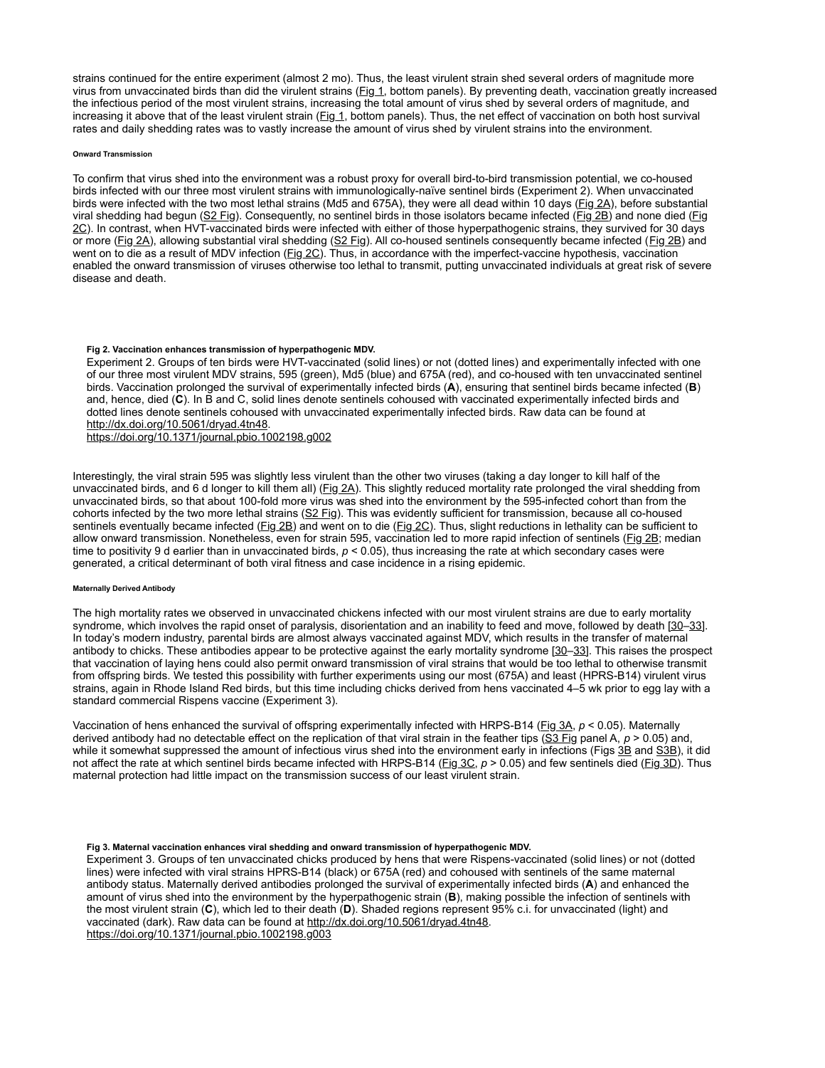strains continued for the entire experiment (almost 2 mo). Thus, the least virulent strain shed several orders of magnitude more virus from unvaccinated birds than did the virulent strains (Fig 1, bottom panels). By preventing death, vaccination greatly increased the infectious period of the most virulent strains, increasing the total amount of virus shed by several orders of magnitude, and increasing it above that of the least virulent strain (Fig 1, bottom panels). Thus, the net effect of vaccination on both host survival rates and daily shedding rates was to vastly increase the amount of virus shed by virulent strains into the environment.

#### Onward Transmission

To confirm that virus shed into the environment was a robust proxy for overall bird-to-bird transmission potential, we co-housed birds infected with our three most virulent strains with immunologically-naïve sentinel birds (Experiment 2). When unvaccinated birds were infected with the two most lethal strains (Md5 and 675A), they were all dead within 10 days (Fig 2A), before substantial viral shedding had begun (S2 Fig). Consequently, no sentinel birds in those isolators became infected (Fig 2B) and none died (Fig 2C). In contrast, when HVT-vaccinated birds were infected with either of those hyperpathogenic strains, they survived for 30 days or more (Fig 2A), allowing substantial viral shedding (S2 Fig). All co-housed sentinels consequently became infected (Fig 2B) and went on to die as a result of MDV infection (Fig 2C). Thus, in accordance with the imperfect-vaccine hypothesis, vaccination enabled the onward transmission of viruses otherwise too lethal to transmit, putting unvaccinated individuals at great risk of severe disease and death.

**Fig 2. Vaccination enhances transmission of hyperpathogenic MDV.**

Experiment 2. Groups of ten birds were HVT-vaccinated (solid lines) or not (dotted lines) and experimentally infected with one of our three most virulent MDV strains, 595 (green), Md5 (blue) and 675A (red), and co-housed with ten unvaccinated sentinel birds. Vaccination prolonged the survival of experimentally infected birds (**A**), ensuring that sentinel birds became infected (**B**) and, hence, died (**C**). In B and C, solid lines denote sentinels cohoused with vaccinated experimentally infected birds and dotted lines denote sentinels cohoused with unvaccinated experimentally infected birds. Raw data can be found at http://dx.doi.org/10.5061/dryad.4tn48.
https://doi.org/10.1371/journal.pbio.1002198.g002

Interestingly, the viral strain 595 was slightly less virulent than the other two viruses (taking a day longer to kill half of the unvaccinated birds, and 6 d longer to kill them all) (Fig 2A). This slightly reduced mortality rate prolonged the viral shedding from unvaccinated birds, so that about 100-fold more virus was shed into the environment by the 595-infected cohort than from the cohorts infected by the two more lethal strains (S2 Fig). This was evidently sufficient for transmission, because all co-housed sentinels eventually became infected (Fig 2B) and went on to die (Fig 2C). Thus, slight reductions in lethality can be sufficient to allow onward transmission. Nonetheless, even for strain 595, vaccination led to more rapid infection of sentinels (Fig 2B; median time to positivity 9 d earlier than in unvaccinated birds, $p < 0.05$), thus increasing the rate at which secondary cases were generated, a critical determinant of both viral fitness and case incidence in a rising epidemic.

#### Maternally Derived Antibody

The high mortality rates we observed in unvaccinated chickens infected with our most virulent strains are due to early mortality syndrome, which involves the rapid onset of paralysis, disorientation and an inability to feed and move, followed by death [30–33]. In today's modern industry, parental birds are almost always vaccinated against MDV, which results in the transfer of maternal antibody to chicks. These antibodies appear to be protective against the early mortality syndrome [30–33]. This raises the prospect that vaccination of laying hens could also permit onward transmission of viral strains that would be too lethal to otherwise transmit from offspring birds. We tested this possibility with further experiments using our most (675A) and least (HPRS-B14) virulent virus strains, again in Rhode Island Red birds, but this time including chicks derived from hens vaccinated 4–5 wk prior to egg lay with a standard commercial Rispens vaccine (Experiment 3).

Vaccination of hens enhanced the survival of offspring experimentally infected with HRPS-B14 (Fig 3A, $p < 0.05$). Maternally derived antibody had no detectable effect on the replication of that viral strain in the feather tips (S3 Fig panel A, $p > 0.05$) and, while it somewhat suppressed the amount of infectious virus shed into the environment early in infections (Figs 3B and S3B), it did not affect the rate at which sentinel birds became infected with HRPS-B14 (Fig 3C, $p > 0.05$) and few sentinels died (Fig 3D). Thus maternal protection had little impact on the transmission success of our least virulent strain.

**Fig 3. Maternal vaccination enhances viral shedding and onward transmission of hyperpathogenic MDV.**

Experiment 3. Groups of ten unvaccinated chicks produced by hens that were Rispens-vaccinated (solid lines) or not (dotted lines) were infected with viral strains HPRS-B14 (black) or 675A (red) and cohoused with sentinels of the same maternal antibody status. Maternally derived antibodies prolonged the survival of experimentally infected birds (**A**) and enhanced the amount of virus shed into the environment by the hyperpathogenic strain (**B**), making possible the infection of sentinels with the most virulent strain (**C**), which led to their death (**D**). Shaded regions represent 95% c.i. for unvaccinated (light) and vaccinated (dark). Raw data can be found at http://dx.doi.org/10.5061/dryad.4tn48.
https://doi.org/10.1371/journal.pbio.1002198.g003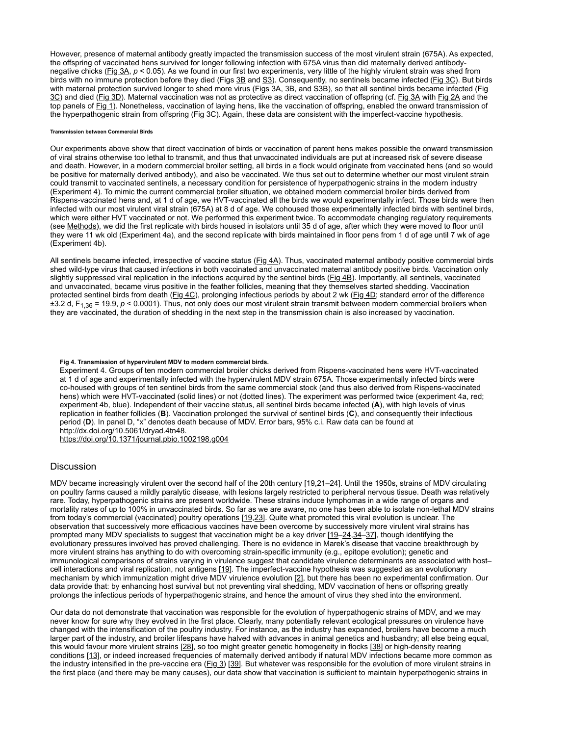However, presence of maternal antibody greatly impacted the transmission success of the most virulent strain (675A). As expected, the offspring of vaccinated hens survived for longer following infection with 675A virus than did maternally derived antibody-negative chicks (Fig 3A, $p < 0.05$). As we found in our first two experiments, very little of the highly virulent strain was shed from birds with no immune protection before they died (Figs 3B and S3). Consequently, no sentinels became infected (Fig 3C). But birds with maternal protection survived longer to shed more virus (Figs 3A, 3B, and S3B), so that all sentinel birds became infected (Fig 3C) and died (Fig 3D). Maternal vaccination was not as protective as direct vaccination of offspring (cf. Fig 3A with Fig 2A and the top panels of Fig 1). Nonetheless, vaccination of laying hens, like the vaccination of offspring, enabled the onward transmission of the hyperpathogenic strain from offspring (Fig 3C). Again, these data are consistent with the imperfect-vaccine hypothesis.

#### Transmission between Commercial Birds

Our experiments above show that direct vaccination of birds or vaccination of parent hens makes possible the onward transmission of viral strains otherwise too lethal to transmit, and thus that unvaccinated individuals are put at increased risk of severe disease and death. However, in a modern commercial broiler setting, all birds in a flock would originate from vaccinated hens (and so would be positive for maternally derived antibody), and also be vaccinated. We thus set out to determine whether our most virulent strain could transmit to vaccinated sentinels, a necessary condition for persistence of hyperpathogenic strains in the modern industry (Experiment 4). To mimic the current commercial broiler situation, we obtained modern commercial broiler birds derived from Rispens-vaccinated hens and, at 1 d of age, we HVT-vaccinated all the birds we would experimentally infect. Those birds were then infected with our most virulent viral strain (675A) at 8 d of age. We cohoused those experimentally infected birds with sentinel birds, which were either HVT vaccinated or not. We performed this experiment twice. To accommodate changing regulatory requirements (see Methods), we did the first replicate with birds housed in isolators until 35 d of age, after which they were moved to floor until they were 11 wk old (Experiment 4a), and the second replicate with birds maintained in floor pens from 1 d of age until 7 wk of age (Experiment 4b).

All sentinels became infected, irrespective of vaccine status (Fig 4A). Thus, vaccinated maternal antibody positive commercial birds shed wild-type virus that caused infections in both vaccinated and unvaccinated maternal antibody positive birds. Vaccination only slightly suppressed viral replication in the infections acquired by the sentinel birds (Fig 4B). Importantly, all sentinels, vaccinated and unvaccinated, became virus positive in the feather follicles, meaning that they themselves started shedding. Vaccination protected sentinel birds from death (Fig 4C), prolonging infectious periods by about 2 wk (Fig 4D; standard error of the difference ±3.2 d, $F_{1,36} = 19.9$, $p < 0.0001$). Thus, not only does our most virulent strain transmit between modern commercial broilers when they are vaccinated, the duration of shedding in the next step in the transmission chain is also increased by vaccination.

**Fig 4. Transmission of hypervirulent MDV to modern commercial birds.**
Experiment 4. Groups of ten modern commercial broiler chicks derived from Rispens-vaccinated hens were HVT-vaccinated at 1 d of age and experimentally infected with the hypervirulent MDV strain 675A. Those experimentally infected birds were co-housed with groups of ten sentinel birds from the same commercial stock (and thus also derived from Rispens-vaccinated hens) which were HVT-vaccinated (solid lines) or not (dotted lines). The experiment was performed twice (experiment 4a, red; experiment 4b, blue). Independent of their vaccine status, all sentinel birds became infected (**A**), with high levels of virus replication in feather follicles (**B**). Vaccination prolonged the survival of sentinel birds (**C**), and consequently their infectious period (**D**). In panel D, "x" denotes death because of MDV. Error bars, 95% c.i. Raw data can be found at http://dx.doi.org/10.5061/dryad.4tn48.
https://doi.org/10.1371/journal.pbio.1002198.g004

## Discussion

MDV became increasingly virulent over the second half of the 20th century [19,21–24]. Until the 1950s, strains of MDV circulating on poultry farms caused a mildly paralytic disease, with lesions largely restricted to peripheral nervous tissue. Death was relatively rare. Today, hyperpathogenic strains are present worldwide. These strains induce lymphomas in a wide range of organs and mortality rates of up to 100% in unvaccinated birds. So far as we are aware, no one has been able to isolate non-lethal MDV strains from today's commercial (vaccinated) poultry operations [19,23]. Quite what promoted this viral evolution is unclear. The observation that successively more efficacious vaccines have been overcome by successively more virulent viral strains has prompted many MDV specialists to suggest that vaccination might be a key driver [19–24,34–37], though identifying the evolutionary pressures involved has proved challenging. There is no evidence in Marek's disease that vaccine breakthrough by more virulent strains has anything to do with overcoming strain-specific immunity (e.g., epitope evolution); genetic and immunological comparisons of strains varying in virulence suggest that candidate virulence determinants are associated with host–cell interactions and viral replication, not antigens [19]. The imperfect-vaccine hypothesis was suggested as an evolutionary mechanism by which immunization might drive MDV virulence evolution [2], but there has been no experimental confirmation. Our data provide that: by enhancing host survival but not preventing viral shedding, MDV vaccination of hens or offspring greatly prolongs the infectious periods of hyperpathogenic strains, and hence the amount of virus they shed into the environment.

Our data do not demonstrate that vaccination was responsible for the evolution of hyperpathogenic strains of MDV, and we may never know for sure why they evolved in the first place. Clearly, many potentially relevant ecological pressures on virulence have changed with the intensification of the poultry industry. For instance, as the industry has expanded, broilers have become a much larger part of the industry, and broiler lifespans have halved with advances in animal genetics and husbandry; all else being equal, this would favour more virulent strains [28], so too might greater genetic homogeneity in flocks [38] or high-density rearing conditions [13], or indeed increased frequencies of maternally derived antibody if natural MDV infections became more common as the industry intensified in the pre-vaccine era (Fig 3) [39]. But whatever was responsible for the evolution of more virulent strains in the first place (and there may be many causes), our data show that vaccination is sufficient to maintain hyperpathogenic strains in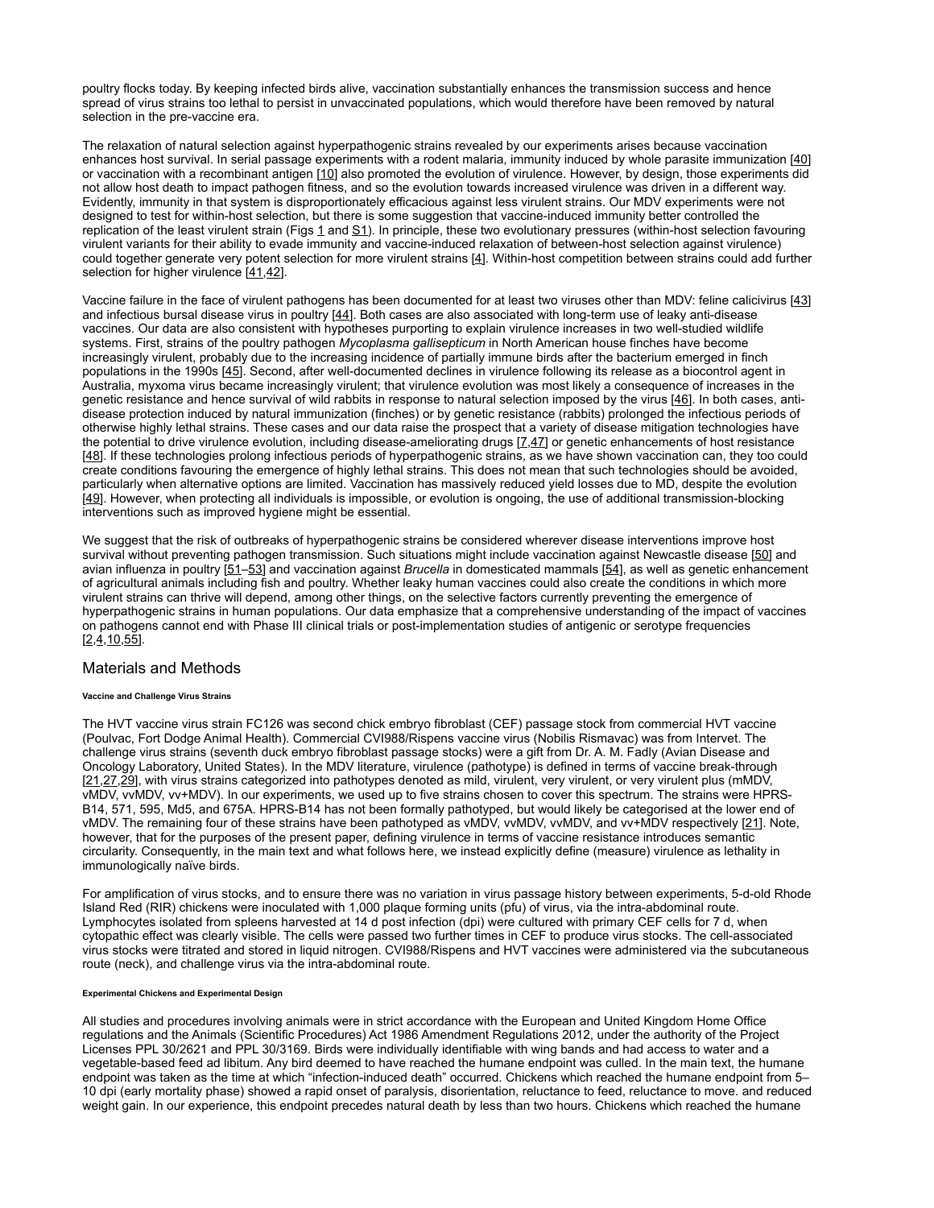poultry flocks today. By keeping infected birds alive, vaccination substantially enhances the transmission success and hence spread of virus strains too lethal to persist in unvaccinated populations, which would therefore have been removed by natural selection in the pre-vaccine era.

The relaxation of natural selection against hyperpathogenic strains revealed by our experiments arises because vaccination enhances host survival. In serial passage experiments with a rodent malaria, immunity induced by whole parasite immunization [40] or vaccination with a recombinant antigen [10] also promoted the evolution of virulence. However, by design, those experiments did not allow host death to impact pathogen fitness, and so the evolution towards increased virulence was driven in a different way. Evidently, immunity in that system is disproportionately efficacious against less virulent strains. Our MDV experiments were not designed to test for within-host selection, but there is some suggestion that vaccine-induced immunity better controlled the replication of the least virulent strain (Figs 1 and S1). In principle, these two evolutionary pressures (within-host selection favouring virulent variants for their ability to evade immunity and vaccine-induced relaxation of between-host selection against virulence) could together generate very potent selection for more virulent strains [4]. Within-host competition between strains could add further selection for higher virulence [41,42].

Vaccine failure in the face of virulent pathogens has been documented for at least two viruses other than MDV: feline calicivirus [43] and infectious bursal disease virus in poultry [44]. Both cases are also associated with long-term use of leaky anti-disease vaccines. Our data are also consistent with hypotheses purporting to explain virulence increases in two well-studied wildlife systems. First, strains of the poultry pathogen *Mycoplasma gallisepticum* in North American house finches have become increasingly virulent, probably due to the increasing incidence of partially immune birds after the bacterium emerged in finch populations in the 1990s [45]. Second, after well-documented declines in virulence following its release as a biocontrol agent in Australia, myxoma virus became increasingly virulent; that virulence evolution was most likely a consequence of increases in the genetic resistance and hence survival of wild rabbits in response to natural selection imposed by the virus [46]. In both cases, anti-disease protection induced by natural immunization (finches) or by genetic resistance (rabbits) prolonged the infectious periods of otherwise highly lethal strains. These cases and our data raise the prospect that a variety of disease mitigation technologies have the potential to drive virulence evolution, including disease-ameliorating drugs [7,47] or genetic enhancements of host resistance [48]. If these technologies prolong infectious periods of hyperpathogenic strains, as we have shown vaccination can, they too could create conditions favouring the emergence of highly lethal strains. This does not mean that such technologies should be avoided, particularly when alternative options are limited. Vaccination has massively reduced yield losses due to MD, despite the evolution [49]. However, when protecting all individuals is impossible, or evolution is ongoing, the use of additional transmission-blocking interventions such as improved hygiene might be essential.

We suggest that the risk of outbreaks of hyperpathogenic strains be considered wherever disease interventions improve host survival without preventing pathogen transmission. Such situations might include vaccination against Newcastle disease [50] and avian influenza in poultry [51–53] and vaccination against *Brucella* in domesticated mammals [54], as well as genetic enhancement of agricultural animals including fish and poultry. Whether leaky human vaccines could also create the conditions in which more virulent strains can thrive will depend, among other things, on the selective factors currently preventing the emergence of hyperpathogenic strains in human populations. Our data emphasize that a comprehensive understanding of the impact of vaccines on pathogens cannot end with Phase III clinical trials or post-implementation studies of antigenic or serotype frequencies [2,4,10,55].

## Materials and Methods

#### Vaccine and Challenge Virus Strains

The HVT vaccine virus strain FC126 was second chick embryo fibroblast (CEF) passage stock from commercial HVT vaccine (Poulvac, Fort Dodge Animal Health). Commercial CVI988/Rispens vaccine virus (Nobilis Rismavac) was from Intervet. The challenge virus strains (seventh duck embryo fibroblast passage stocks) were a gift from Dr. A. M. Fadly (Avian Disease and Oncology Laboratory, United States). In the MDV literature, virulence (pathotype) is defined in terms of vaccine break-through [21,27,29], with virus strains categorized into pathotypes denoted as mild, virulent, very virulent, or very virulent plus (mMDV, vMDV, vvMDV, vv+MDV). In our experiments, we used up to five strains chosen to cover this spectrum. The strains were HPRS-B14, 571, 595, Md5, and 675A. HPRS-B14 has not been formally pathotyped, but would likely be categorised at the lower end of vMDV. The remaining four of these strains have been pathotyped as vMDV, vvMDV, vvMDV, and vv+MDV respectively [21]. Note, however, that for the purposes of the present paper, defining virulence in terms of vaccine resistance introduces semantic circularity. Consequently, in the main text and what follows here, we instead explicitly define (measure) virulence as lethality in immunologically naïve birds.

For amplification of virus stocks, and to ensure there was no variation in virus passage history between experiments, 5-d-old Rhode Island Red (RIR) chickens were inoculated with 1,000 plaque forming units (pfu) of virus, via the intra-abdominal route. Lymphocytes isolated from spleens harvested at 14 d post infection (dpi) were cultured with primary CEF cells for 7 d, when cytopathic effect was clearly visible. The cells were passed two further times in CEF to produce virus stocks. The cell-associated virus stocks were titrated and stored in liquid nitrogen. CVI988/Rispens and HVT vaccines were administered via the subcutaneous route (neck), and challenge virus via the intra-abdominal route.

#### Experimental Chickens and Experimental Design

All studies and procedures involving animals were in strict accordance with the European and United Kingdom Home Office regulations and the Animals (Scientific Procedures) Act 1986 Amendment Regulations 2012, under the authority of the Project Licenses PPL 30/2621 and PPL 30/3169. Birds were individually identifiable with wing bands and had access to water and a vegetable-based feed ad libitum. Any bird deemed to have reached the humane endpoint was culled. In the main text, the humane endpoint was taken as the time at which "infection-induced death" occurred. Chickens which reached the humane endpoint from 5–10 dpi (early mortality phase) showed a rapid onset of paralysis, disorientation, reluctance to feed, reluctance to move. and reduced weight gain. In our experience, this endpoint precedes natural death by less than two hours. Chickens which reached the humane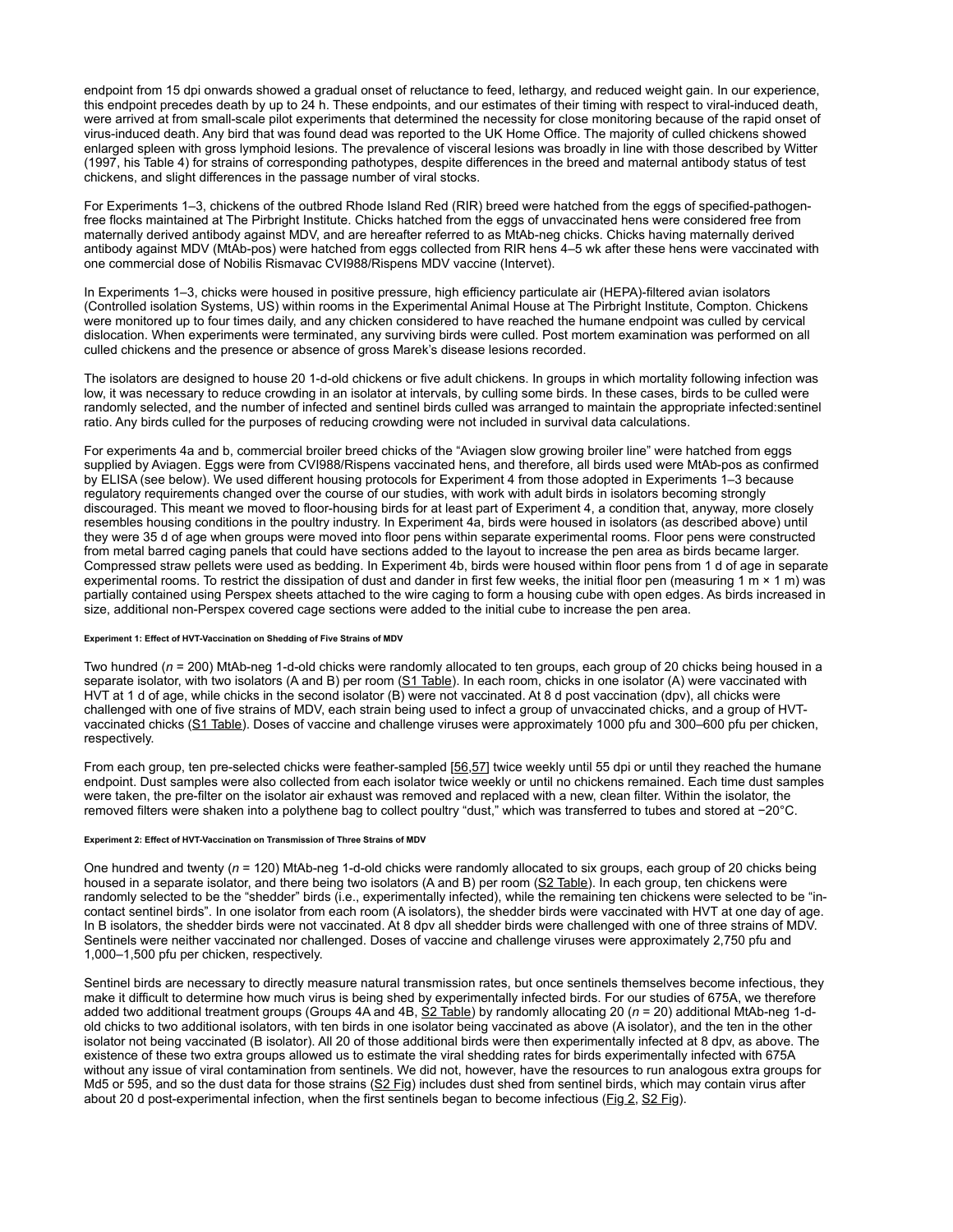endpoint from 15 dpi onwards showed a gradual onset of reluctance to feed, lethargy, and reduced weight gain. In our experience, this endpoint precedes death by up to 24 h. These endpoints, and our estimates of their timing with respect to viral-induced death, were arrived at from small-scale pilot experiments that determined the necessity for close monitoring because of the rapid onset of virus-induced death. Any bird that was found dead was reported to the UK Home Office. The majority of culled chickens showed enlarged spleen with gross lymphoid lesions. The prevalence of visceral lesions was broadly in line with those described by Witter (1997, his Table 4) for strains of corresponding pathotypes, despite differences in the breed and maternal antibody status of test chickens, and slight differences in the passage number of viral stocks.

For Experiments 1–3, chickens of the outbred Rhode Island Red (RIR) breed were hatched from the eggs of specified-pathogen-free flocks maintained at The Pirbright Institute. Chicks hatched from the eggs of unvaccinated hens were considered free from maternally derived antibody against MDV, and are hereafter referred to as MtAb-neg chicks. Chicks having maternally derived antibody against MDV (MtAb-pos) were hatched from eggs collected from RIR hens 4–5 wk after these hens were vaccinated with one commercial dose of Nobilis Rismavac CVI988/Rispens MDV vaccine (Intervet).

In Experiments 1–3, chicks were housed in positive pressure, high efficiency particulate air (HEPA)-filtered avian isolators (Controlled isolation Systems, US) within rooms in the Experimental Animal House at The Pirbright Institute, Compton. Chickens were monitored up to four times daily, and any chicken considered to have reached the humane endpoint was culled by cervical dislocation. When experiments were terminated, any surviving birds were culled. Post mortem examination was performed on all culled chickens and the presence or absence of gross Marek's disease lesions recorded.

The isolators are designed to house 20 1-d-old chickens or five adult chickens. In groups in which mortality following infection was low, it was necessary to reduce crowding in an isolator at intervals, by culling some birds. In these cases, birds to be culled were randomly selected, and the number of infected and sentinel birds culled was arranged to maintain the appropriate infected:sentinel ratio. Any birds culled for the purposes of reducing crowding were not included in survival data calculations.

For experiments 4a and b, commercial broiler breed chicks of the "Aviagen slow growing broiler line" were hatched from eggs supplied by Aviagen. Eggs were from CVI988/Rispens vaccinated hens, and therefore, all birds used were MtAb-pos as confirmed by ELISA (see below). We used different housing protocols for Experiment 4 from those adopted in Experiments 1–3 because regulatory requirements changed over the course of our studies, with work with adult birds in isolators becoming strongly discouraged. This meant we moved to floor-housing birds for at least part of Experiment 4, a condition that, anyway, more closely resembles housing conditions in the poultry industry. In Experiment 4a, birds were housed in isolators (as described above) until they were 35 d of age when groups were moved into floor pens within separate experimental rooms. Floor pens were constructed from metal barred caging panels that could have sections added to the layout to increase the pen area as birds became larger. Compressed straw pellets were used as bedding. In Experiment 4b, birds were housed within floor pens from 1 d of age in separate experimental rooms. To restrict the dissipation of dust and dander in first few weeks, the initial floor pen (measuring 1 m × 1 m) was partially contained using Perspex sheets attached to the wire caging to form a housing cube with open edges. As birds increased in size, additional non-Perspex covered cage sections were added to the initial cube to increase the pen area.

#### Experiment 1: Effect of HVT-Vaccination on Shedding of Five Strains of MDV

Two hundred (*n* = 200) MtAb-neg 1-d-old chicks were randomly allocated to ten groups, each group of 20 chicks being housed in a separate isolator, with two isolators (A and B) per room (S1 Table). In each room, chicks in one isolator (A) were vaccinated with HVT at 1 d of age, while chicks in the second isolator (B) were not vaccinated. At 8 d post vaccination (dpv), all chicks were challenged with one of five strains of MDV, each strain being used to infect a group of unvaccinated chicks, and a group of HVT-vaccinated chicks (S1 Table). Doses of vaccine and challenge viruses were approximately 1000 pfu and 300–600 pfu per chicken, respectively.

From each group, ten pre-selected chicks were feather-sampled [56,57] twice weekly until 55 dpi or until they reached the humane endpoint. Dust samples were also collected from each isolator twice weekly or until no chickens remained. Each time dust samples were taken, the pre-filter on the isolator air exhaust was removed and replaced with a new, clean filter. Within the isolator, the removed filters were shaken into a polythene bag to collect poultry "dust," which was transferred to tubes and stored at −20°C.

#### Experiment 2: Effect of HVT-Vaccination on Transmission of Three Strains of MDV

One hundred and twenty (*n* = 120) MtAb-neg 1-d-old chicks were randomly allocated to six groups, each group of 20 chicks being housed in a separate isolator, and there being two isolators (A and B) per room (S2 Table). In each group, ten chickens were randomly selected to be the "shedder" birds (i.e., experimentally infected), while the remaining ten chickens were selected to be "in-contact sentinel birds". In one isolator from each room (A isolators), the shedder birds were vaccinated with HVT at one day of age. In B isolators, the shedder birds were not vaccinated. At 8 dpv all shedder birds were challenged with one of three strains of MDV. Sentinels were neither vaccinated nor challenged. Doses of vaccine and challenge viruses were approximately 2,750 pfu and 1,000–1,500 pfu per chicken, respectively.

Sentinel birds are necessary to directly measure natural transmission rates, but once sentinels themselves become infectious, they make it difficult to determine how much virus is being shed by experimentally infected birds. For our studies of 675A, we therefore added two additional treatment groups (Groups 4A and 4B, S2 Table) by randomly allocating 20 (*n* = 20) additional MtAb-neg 1-d-old chicks to two additional isolators, with ten birds in one isolator being vaccinated as above (A isolator), and the ten in the other isolator not being vaccinated (B isolator). All 20 of those additional birds were then experimentally infected at 8 dpv, as above. The existence of these two extra groups allowed us to estimate the viral shedding rates for birds experimentally infected with 675A without any issue of viral contamination from sentinels. We did not, however, have the resources to run analogous extra groups for Md5 or 595, and so the dust data for those strains (S2 Fig) includes dust shed from sentinel birds, which may contain virus after about 20 d post-experimental infection, when the first sentinels began to become infectious (Fig 2, S2 Fig).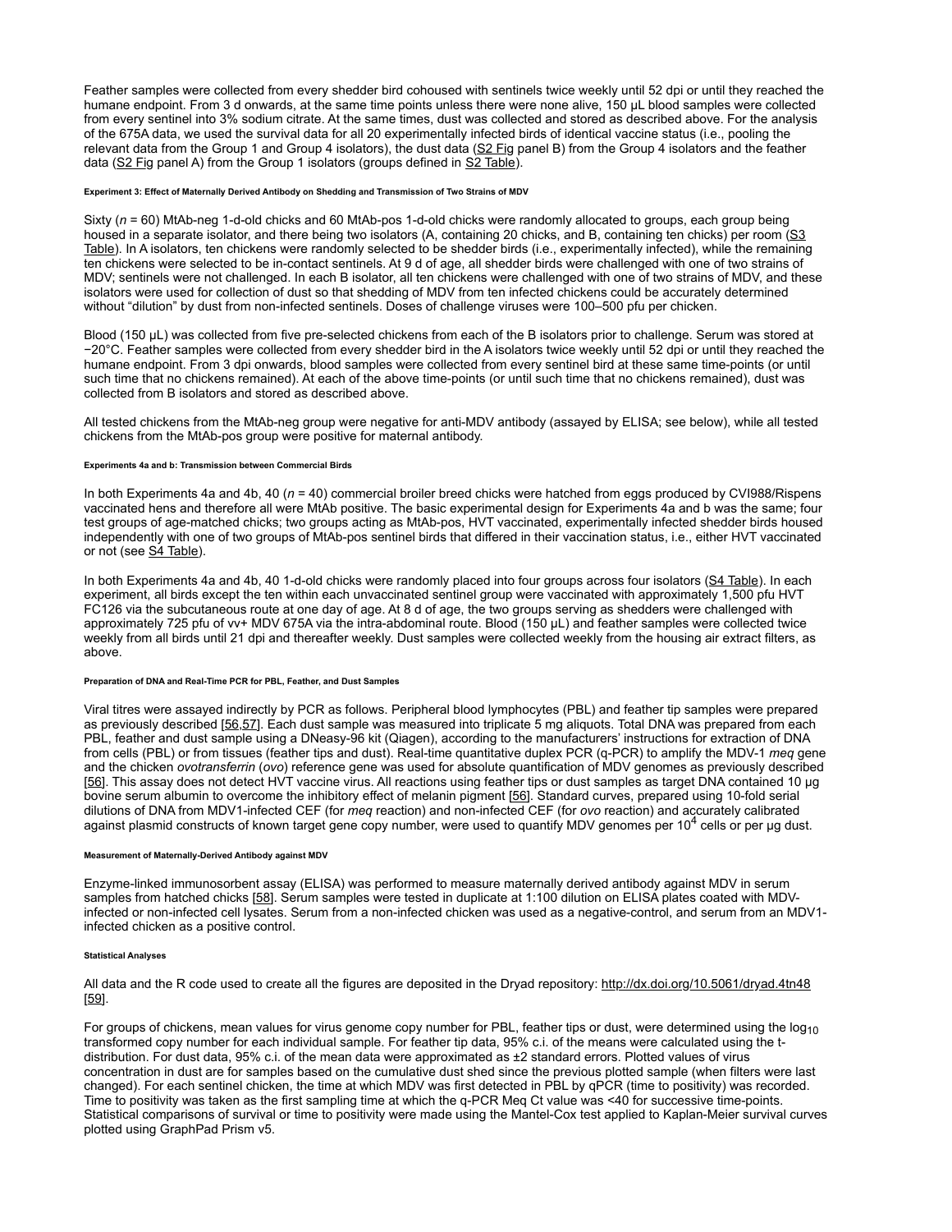Feather samples were collected from every shedder bird cohoused with sentinels twice weekly until 52 dpi or until they reached the humane endpoint. From 3 d onwards, at the same time points unless there were none alive, 150 µL blood samples were collected from every sentinel into 3% sodium citrate. At the same times, dust was collected and stored as described above. For the analysis of the 675A data, we used the survival data for all 20 experimentally infected birds of identical vaccine status (i.e., pooling the relevant data from the Group 1 and Group 4 isolators), the dust data (S2 Fig panel B) from the Group 4 isolators and the feather data (S2 Fig panel A) from the Group 1 isolators (groups defined in S2 Table).

###### Experiment 3: Effect of Maternally Derived Antibody on Shedding and Transmission of Two Strains of MDV

Sixty (*n* = 60) MtAb-neg 1-d-old chicks and 60 MtAb-pos 1-d-old chicks were randomly allocated to groups, each group being housed in a separate isolator, and there being two isolators (A, containing 20 chicks, and B, containing ten chicks) per room (S3 Table). In A isolators, ten chickens were randomly selected to be shedder birds (i.e., experimentally infected), while the remaining ten chickens were selected to be in-contact sentinels. At 9 d of age, all shedder birds were challenged with one of two strains of MDV; sentinels were not challenged. In each B isolator, all ten chickens were challenged with one of two strains of MDV, and these isolators were used for collection of dust so that shedding of MDV from ten infected chickens could be accurately determined without “dilution” by dust from non-infected sentinels. Doses of challenge viruses were 100–500 pfu per chicken.

Blood (150 µL) was collected from five pre-selected chickens from each of the B isolators prior to challenge. Serum was stored at −20°C. Feather samples were collected from every shedder bird in the A isolators twice weekly until 52 dpi or until they reached the humane endpoint. From 3 dpi onwards, blood samples were collected from every sentinel bird at these same time-points (or until such time that no chickens remained). At each of the above time-points (or until such time that no chickens remained), dust was collected from B isolators and stored as described above.

All tested chickens from the MtAb-neg group were negative for anti-MDV antibody (assayed by ELISA; see below), while all tested chickens from the MtAb-pos group were positive for maternal antibody.

###### Experiments 4a and b: Transmission between Commercial Birds

In both Experiments 4a and 4b, 40 (*n* = 40) commercial broiler breed chicks were hatched from eggs produced by CVI988/Rispens vaccinated hens and therefore all were MtAb positive. The basic experimental design for Experiments 4a and b was the same; four test groups of age-matched chicks; two groups acting as MtAb-pos, HVT vaccinated, experimentally infected shedder birds housed independently with one of two groups of MtAb-pos sentinel birds that differed in their vaccination status, i.e., either HVT vaccinated or not (see S4 Table).

In both Experiments 4a and 4b, 40 1-d-old chicks were randomly placed into four groups across four isolators (S4 Table). In each experiment, all birds except the ten within each unvaccinated sentinel group were vaccinated with approximately 1,500 pfu HVT FC126 via the subcutaneous route at one day of age. At 8 d of age, the two groups serving as shedders were challenged with approximately 725 pfu of vv+ MDV 675A via the intra-abdominal route. Blood (150 µL) and feather samples were collected twice weekly from all birds until 21 dpi and thereafter weekly. Dust samples were collected weekly from the housing air extract filters, as above.

###### Preparation of DNA and Real-Time PCR for PBL, Feather, and Dust Samples

Viral titres were assayed indirectly by PCR as follows. Peripheral blood lymphocytes (PBL) and feather tip samples were prepared as previously described [56,57]. Each dust sample was measured into triplicate 5 mg aliquots. Total DNA was prepared from each PBL, feather and dust sample using a DNeasy-96 kit (Qiagen), according to the manufacturers' instructions for extraction of DNA from cells (PBL) or from tissues (feather tips and dust). Real-time quantitative duplex PCR (q-PCR) to amplify the MDV-1 *meq* gene and the chicken *ovotransferrin* (*ovo*) reference gene was used for absolute quantification of MDV genomes as previously described [56]. This assay does not detect HVT vaccine virus. All reactions using feather tips or dust samples as target DNA contained 10 µg bovine serum albumin to overcome the inhibitory effect of melanin pigment [56]. Standard curves, prepared using 10-fold serial dilutions of DNA from MDV1-infected CEF (for *meq* reaction) and non-infected CEF (for *ovo* reaction) and accurately calibrated against plasmid constructs of known target gene copy number, were used to quantify MDV genomes per $10^4$ cells or per µg dust.

###### Measurement of Maternally-Derived Antibody against MDV

Enzyme-linked immunosorbent assay (ELISA) was performed to measure maternally derived antibody against MDV in serum samples from hatched chicks [58]. Serum samples were tested in duplicate at 1:100 dilution on ELISA plates coated with MDV-infected or non-infected cell lysates. Serum from a non-infected chicken was used as a negative-control, and serum from an MDV1-infected chicken as a positive control.

###### Statistical Analyses

All data and the R code used to create all the figures are deposited in the Dryad repository: http://dx.doi.org/10.5061/dryad.4tn48 [59].

For groups of chickens, mean values for virus genome copy number for PBL, feather tips or dust, were determined using the $\log_{10}$ transformed copy number for each individual sample. For feather tip data, 95% c.i. of the means were calculated using the t-distribution. For dust data, 95% c.i. of the mean data were approximated as ±2 standard errors. Plotted values of virus concentration in dust are for samples based on the cumulative dust shed since the previous plotted sample (when filters were last changed). For each sentinel chicken, the time at which MDV was first detected in PBL by qPCR (time to positivity) was recorded. Time to positivity was taken as the first sampling time at which the q-PCR Meq Ct value was <40 for successive time-points. Statistical comparisons of survival or time to positivity were made using the Mantel-Cox test applied to Kaplan-Meier survival curves plotted using GraphPad Prism v5.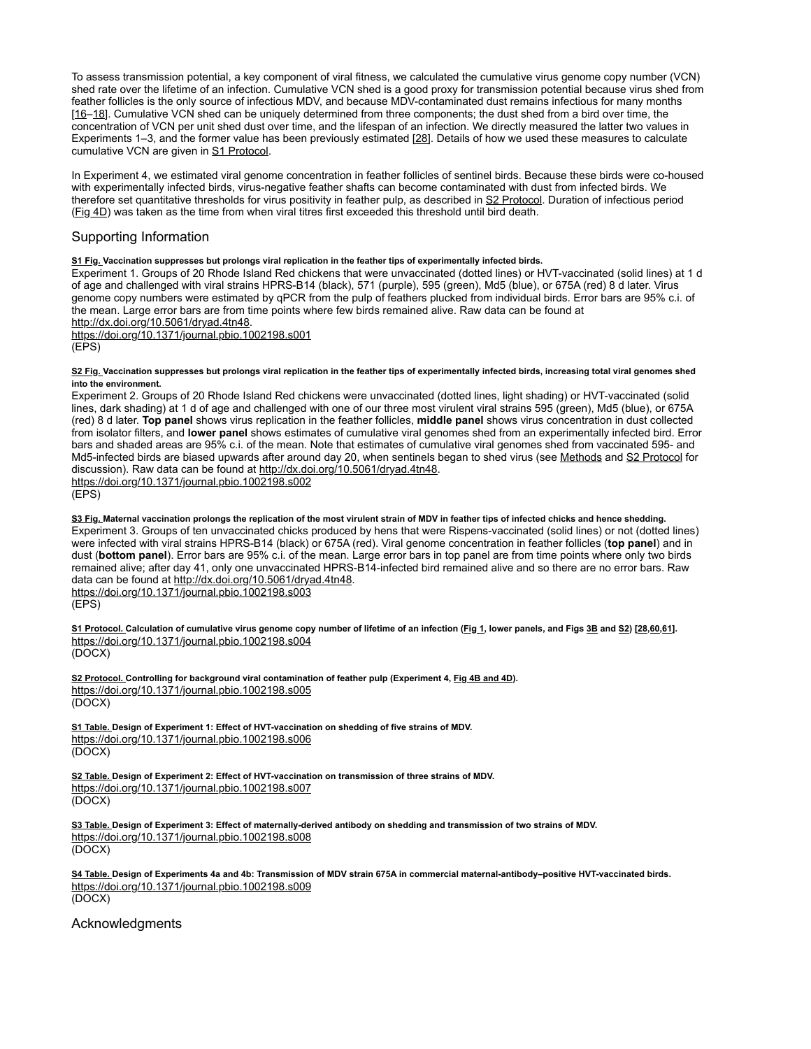To assess transmission potential, a key component of viral fitness, we calculated the cumulative virus genome copy number (VCN) shed rate over the lifetime of an infection. Cumulative VCN shed is a good proxy for transmission potential because virus shed from feather follicles is the only source of infectious MDV, and because MDV-contaminated dust remains infectious for many months [16–18]. Cumulative VCN shed can be uniquely determined from three components; the dust shed from a bird over time, the concentration of VCN per unit shed dust over time, and the lifespan of an infection. We directly measured the latter two values in Experiments 1–3, and the former value has been previously estimated [28]. Details of how we used these measures to calculate cumulative VCN are given in S1 Protocol.

In Experiment 4, we estimated viral genome concentration in feather follicles of sentinel birds. Because these birds were co-housed with experimentally infected birds, virus-negative feather shafts can become contaminated with dust from infected birds. We therefore set quantitative thresholds for virus positivity in feather pulp, as described in S2 Protocol. Duration of infectious period (Fig 4D) was taken as the time from when viral titres first exceeded this threshold until bird death.

## Supporting Information

**S1 Fig. Vaccination suppresses but prolongs viral replication in the feather tips of experimentally infected birds.**
Experiment 1. Groups of 20 Rhode Island Red chickens that were unvaccinated (dotted lines) or HVT-vaccinated (solid lines) at 1 d of age and challenged with viral strains HPRS-B14 (black), 571 (purple), 595 (green), Md5 (blue), or 675A (red) 8 d later. Virus genome copy numbers were estimated by qPCR from the pulp of feathers plucked from individual birds. Error bars are 95% c.i. of the mean. Large error bars are from time points where few birds remained alive. Raw data can be found at http://dx.doi.org/10.5061/dryad.4tn48.
https://doi.org/10.1371/journal.pbio.1002198.s001
(EPS)

**S2 Fig. Vaccination suppresses but prolongs viral replication in the feather tips of experimentally infected birds, increasing total viral genomes shed into the environment.**
Experiment 2. Groups of 20 Rhode Island Red chickens were unvaccinated (dotted lines, light shading) or HVT-vaccinated (solid lines, dark shading) at 1 d of age and challenged with one of our three most virulent viral strains 595 (green), Md5 (blue), or 675A (red) 8 d later. **Top panel** shows virus replication in the feather follicles, **middle panel** shows virus concentration in dust collected from isolator filters, and **lower panel** shows estimates of cumulative viral genomes shed from an experimentally infected bird. Error bars and shaded areas are 95% c.i. of the mean. Note that estimates of cumulative viral genomes shed from vaccinated 595- and Md5-infected birds are biased upwards after around day 20, when sentinels began to shed virus (see Methods and S2 Protocol for discussion). Raw data can be found at http://dx.doi.org/10.5061/dryad.4tn48.
https://doi.org/10.1371/journal.pbio.1002198.s002
(EPS)

**S3 Fig. Maternal vaccination prolongs the replication of the most virulent strain of MDV in feather tips of infected chicks and hence shedding.**
Experiment 3. Groups of ten unvaccinated chicks produced by hens that were Rispens-vaccinated (solid lines) or not (dotted lines) were infected with viral strains HPRS-B14 (black) or 675A (red). Viral genome concentration in feather follicles (**top panel**) and in dust (**bottom panel**). Error bars are 95% c.i. of the mean. Large error bars in top panel are from time points where only two birds remained alive; after day 41, only one unvaccinated HPRS-B14-infected bird remained alive and so there are no error bars. Raw data can be found at http://dx.doi.org/10.5061/dryad.4tn48.
https://doi.org/10.1371/journal.pbio.1002198.s003
(EPS)

**S1 Protocol. Calculation of cumulative virus genome copy number of lifetime of an infection (Fig 1, lower panels, and Figs 3B and S2) [28,60,61].**
https://doi.org/10.1371/journal.pbio.1002198.s004
(DOCX)

**S2 Protocol. Controlling for background viral contamination of feather pulp (Experiment 4, Fig 4B and 4D).**
https://doi.org/10.1371/journal.pbio.1002198.s005
(DOCX)

**S1 Table. Design of Experiment 1: Effect of HVT-vaccination on shedding of five strains of MDV.**
https://doi.org/10.1371/journal.pbio.1002198.s006
(DOCX)

**S2 Table. Design of Experiment 2: Effect of HVT-vaccination on transmission of three strains of MDV.**
https://doi.org/10.1371/journal.pbio.1002198.s007
(DOCX)

**S3 Table. Design of Experiment 3: Effect of maternally-derived antibody on shedding and transmission of two strains of MDV.**
https://doi.org/10.1371/journal.pbio.1002198.s008
(DOCX)

**S4 Table. Design of Experiments 4a and 4b: Transmission of MDV strain 675A in commercial maternal-antibody–positive HVT-vaccinated birds.**
https://doi.org/10.1371/journal.pbio.1002198.s009
(DOCX)

## Acknowledgments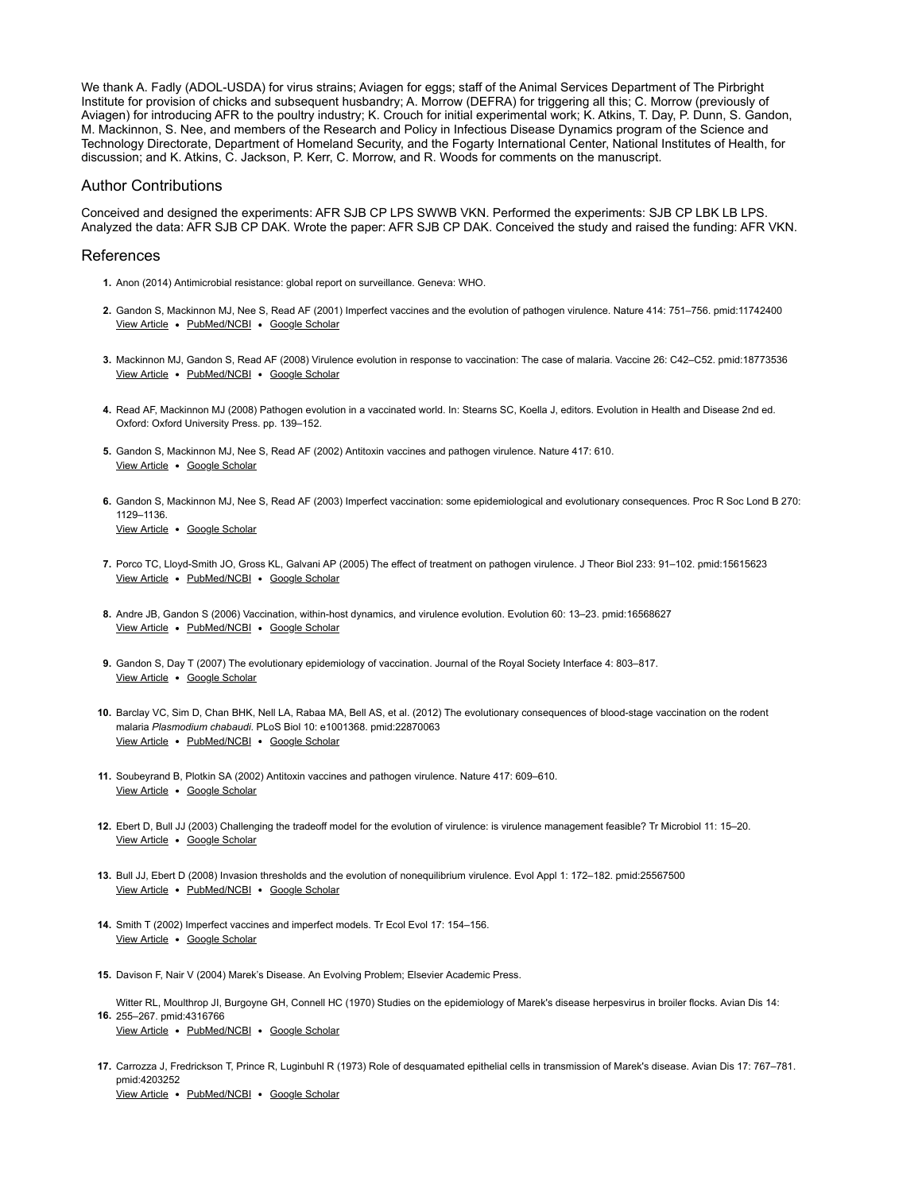We thank A. Fadly (ADOL-USDA) for virus strains; Aviagen for eggs; staff of the Animal Services Department of The Pirbright Institute for provision of chicks and subsequent husbandry; A. Morrow (DEFRA) for triggering all this; C. Morrow (previously of Aviagen) for introducing AFR to the poultry industry; K. Crouch for initial experimental work; K. Atkins, T. Day, P. Dunn, S. Gandon, M. Mackinnon, S. Nee, and members of the Research and Policy in Infectious Disease Dynamics program of the Science and Technology Directorate, Department of Homeland Security, and the Fogarty International Center, National Institutes of Health, for discussion; and K. Atkins, C. Jackson, P. Kerr, C. Morrow, and R. Woods for comments on the manuscript.

## Author Contributions

Conceived and designed the experiments: AFR SJB CP LPS SWWB VKN. Performed the experiments: SJB CP LBK LB LPS. Analyzed the data: AFR SJB CP DAK. Wrote the paper: AFR SJB CP DAK. Conceived the study and raised the funding: AFR VKN.

## References

1. Anon (2014) Antimicrobial resistance: global report on surveillance. Geneva: WHO.
2. Gandon S, Mackinnon MJ, Nee S, Read AF (2001) Imperfect vaccines and the evolution of pathogen virulence. Nature 414: 751–756. pmid:11742400
   View Article • PubMed/NCBI • Google Scholar
3. Mackinnon MJ, Gandon S, Read AF (2008) Virulence evolution in response to vaccination: The case of malaria. Vaccine 26: C42–C52. pmid:18773536
   View Article • PubMed/NCBI • Google Scholar
4. Read AF, Mackinnon MJ (2008) Pathogen evolution in a vaccinated world. In: Stearns SC, Koella J, editors. Evolution in Health and Disease 2nd ed. Oxford: Oxford University Press. pp. 139–152.
5. Gandon S, Mackinnon MJ, Nee S, Read AF (2002) Antitoxin vaccines and pathogen virulence. Nature 417: 610.
   View Article • Google Scholar
6. Gandon S, Mackinnon MJ, Nee S, Read AF (2003) Imperfect vaccination: some epidemiological and evolutionary consequences. Proc R Soc Lond B 270: 1129–1136.
   View Article • Google Scholar
7. Porco TC, Lloyd-Smith JO, Gross KL, Galvani AP (2005) The effect of treatment on pathogen virulence. J Theor Biol 233: 91–102. pmid:15615623
   View Article • PubMed/NCBI • Google Scholar
8. Andre JB, Gandon S (2006) Vaccination, within-host dynamics, and virulence evolution. Evolution 60: 13–23. pmid:16568627
   View Article • PubMed/NCBI • Google Scholar
9. Gandon S, Day T (2007) The evolutionary epidemiology of vaccination. Journal of the Royal Society Interface 4: 803–817.
   View Article • Google Scholar
10. Barclay VC, Sim D, Chan BHK, Nell LA, Rabaa MA, Bell AS, et al. (2012) The evolutionary consequences of blood-stage vaccination on the rodent malaria *Plasmodium chabaudi*. PLoS Biol 10: e1001368. pmid:22870063
    View Article • PubMed/NCBI • Google Scholar
11. Soubeyrand B, Plotkin SA (2002) Antitoxin vaccines and pathogen virulence. Nature 417: 609–610.
    View Article • Google Scholar
12. Ebert D, Bull JJ (2003) Challenging the tradeoff model for the evolution of virulence: is virulence management feasible? Tr Microbiol 11: 15–20.
    View Article • Google Scholar
13. Bull JJ, Ebert D (2008) Invasion thresholds and the evolution of nonequilibrium virulence. Evol Appl 1: 172–182. pmid:25567500
    View Article • PubMed/NCBI • Google Scholar
14. Smith T (2002) Imperfect vaccines and imperfect models. Tr Ecol Evol 17: 154–156.
    View Article • Google Scholar
15. Davison F, Nair V (2004) Marek's Disease. An Evolving Problem; Elsevier Academic Press.
16. Witter RL, Moulthrop JI, Burgoyne GH, Connell HC (1970) Studies on the epidemiology of Marek's disease herpesvirus in broiler flocks. Avian Dis 14: 255–267. pmid:4316766
    View Article • PubMed/NCBI • Google Scholar
17. Carrozza J, Fredrickson T, Prince R, Luginbuhl R (1973) Role of desquamated epithelial cells in transmission of Marek's disease. Avian Dis 17: 767–781. pmid:4203252
    View Article • PubMed/NCBI • Google Scholar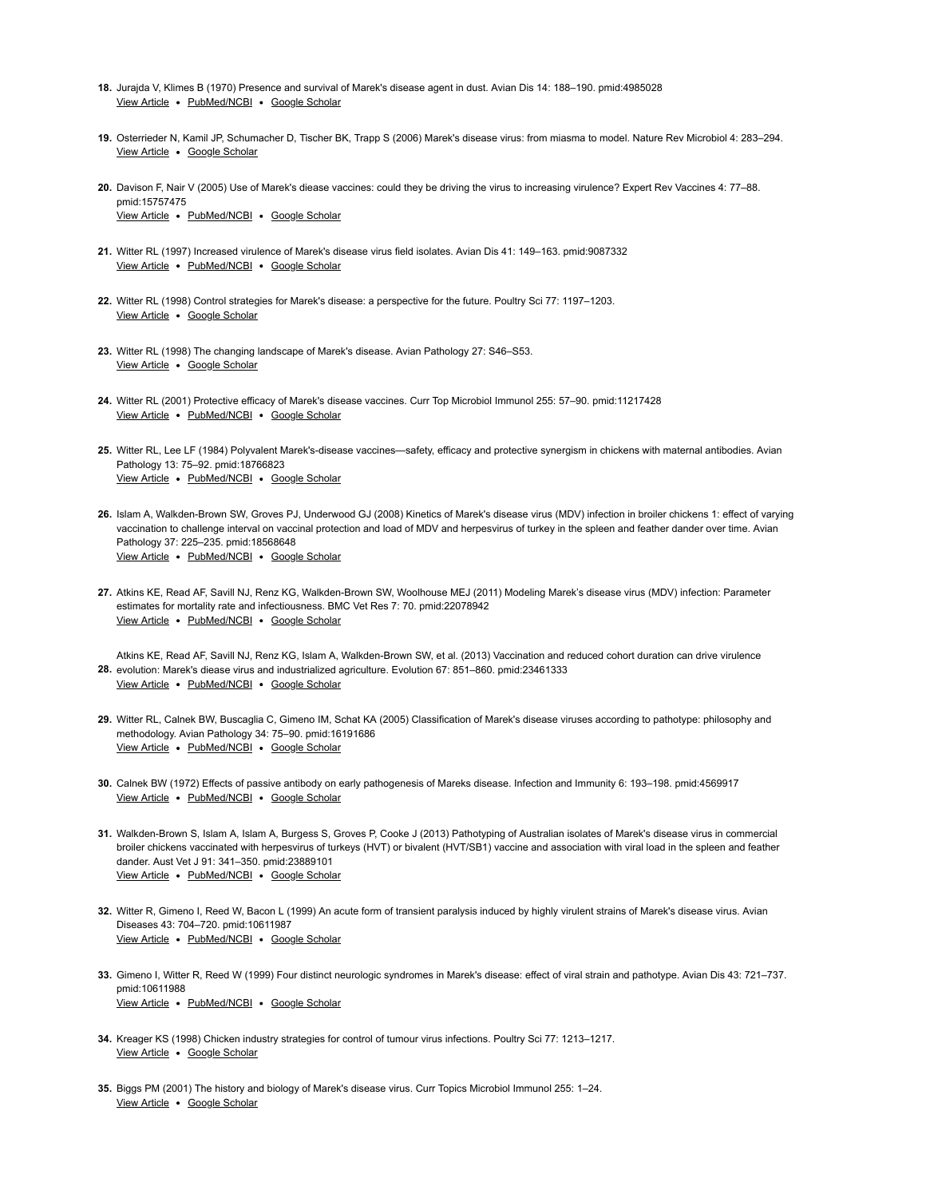18. Jurajda V, Klimes B (1970) Presence and survival of Marek's disease agent in dust. Avian Dis 14: 188–190. pmid:4985028
View Article • PubMed/NCBI • Google Scholar

19. Osterrieder N, Kamil JP, Schumacher D, Tischer BK, Trapp S (2006) Marek's disease virus: from miasma to model. Nature Rev Microbiol 4: 283–294.
View Article • Google Scholar

20. Davison F, Nair V (2005) Use of Marek's diease vaccines: could they be driving the virus to increasing virulence? Expert Rev Vaccines 4: 77–88. pmid:15757475
View Article • PubMed/NCBI • Google Scholar

21. Witter RL (1997) Increased virulence of Marek's disease virus field isolates. Avian Dis 41: 149–163. pmid:9087332
View Article • PubMed/NCBI • Google Scholar

22. Witter RL (1998) Control strategies for Marek's disease: a perspective for the future. Poultry Sci 77: 1197–1203.
View Article • Google Scholar

23. Witter RL (1998) The changing landscape of Marek's disease. Avian Pathology 27: S46–S53.
View Article • Google Scholar

24. Witter RL (2001) Protective efficacy of Marek's disease vaccines. Curr Top Microbiol Immunol 255: 57–90. pmid:11217428
View Article • PubMed/NCBI • Google Scholar

25. Witter RL, Lee LF (1984) Polyvalent Marek's-disease vaccines—safety, efficacy and protective synergism in chickens with maternal antibodies. Avian Pathology 13: 75–92. pmid:18766823
View Article • PubMed/NCBI • Google Scholar

26. Islam A, Walkden-Brown SW, Groves PJ, Underwood GJ (2008) Kinetics of Marek's disease virus (MDV) infection in broiler chickens 1: effect of varying vaccination to challenge interval on vaccinal protection and load of MDV and herpesvirus of turkey in the spleen and feather dander over time. Avian Pathology 37: 225–235. pmid:18568648
View Article • PubMed/NCBI • Google Scholar

27. Atkins KE, Read AF, Savill NJ, Renz KG, Walkden-Brown SW, Woolhouse MEJ (2011) Modeling Marek's disease virus (MDV) infection: Parameter estimates for mortality rate and infectiousness. BMC Vet Res 7: 70. pmid:22078942
View Article • PubMed/NCBI • Google Scholar

28. Atkins KE, Read AF, Savill NJ, Renz KG, Islam A, Walkden-Brown SW, et al. (2013) Vaccination and reduced cohort duration can drive virulence evolution: Marek's diease virus and industrialized agriculture. Evolution 67: 851–860. pmid:23461333
View Article • PubMed/NCBI • Google Scholar

29. Witter RL, Calnek BW, Buscaglia C, Gimeno IM, Schat KA (2005) Classification of Marek's disease viruses according to pathotype: philosophy and methodology. Avian Pathology 34: 75–90. pmid:16191686
View Article • PubMed/NCBI • Google Scholar

30. Calnek BW (1972) Effects of passive antibody on early pathogenesis of Mareks disease. Infection and Immunity 6: 193–198. pmid:4569917
View Article • PubMed/NCBI • Google Scholar

31. Walkden-Brown S, Islam A, Islam A, Burgess S, Groves P, Cooke J (2013) Pathotyping of Australian isolates of Marek's disease virus in commercial broiler chickens vaccinated with herpesvirus of turkeys (HVT) or bivalent (HVT/SB1) vaccine and association with viral load in the spleen and feather dander. Aust Vet J 91: 341–350. pmid:23889101
View Article • PubMed/NCBI • Google Scholar

32. Witter R, Gimeno I, Reed W, Bacon L (1999) An acute form of transient paralysis induced by highly virulent strains of Marek's disease virus. Avian Diseases 43: 704–720. pmid:10611987
View Article • PubMed/NCBI • Google Scholar

33. Gimeno I, Witter R, Reed W (1999) Four distinct neurologic syndromes in Marek's disease: effect of viral strain and pathotype. Avian Dis 43: 721–737. pmid:10611988
View Article • PubMed/NCBI • Google Scholar

34. Kreager KS (1998) Chicken industry strategies for control of tumour virus infections. Poultry Sci 77: 1213–1217.
View Article • Google Scholar

35. Biggs PM (2001) The history and biology of Marek's disease virus. Curr Topics Microbiol Immunol 255: 1–24.
View Article • Google Scholar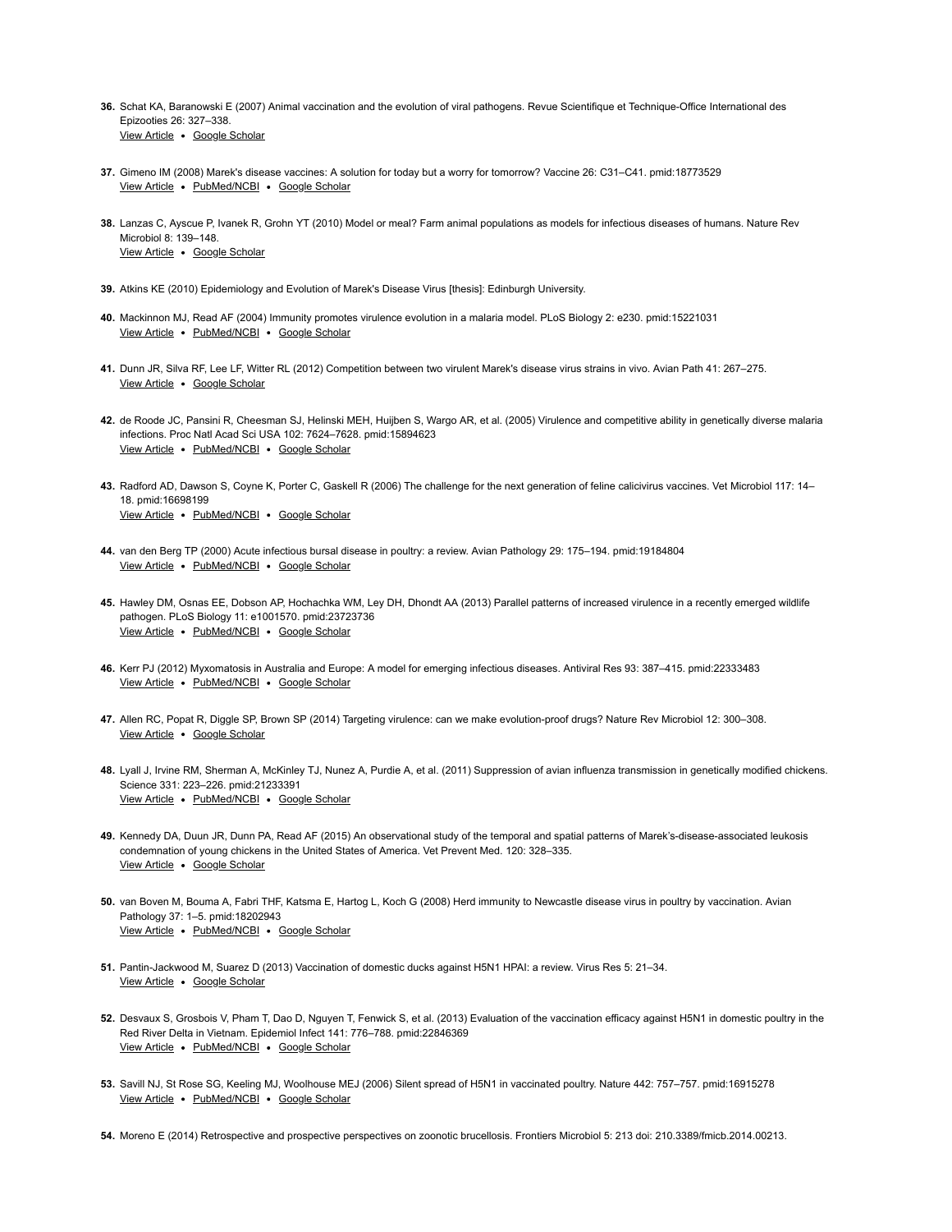36. Schat KA, Baranowski E (2007) Animal vaccination and the evolution of viral pathogens. Revue Scientifique et Technique-Office International des Epizooties 26: 327–338.
View Article • Google Scholar

37. Gimeno IM (2008) Marek's disease vaccines: A solution for today but a worry for tomorrow? Vaccine 26: C31–C41. pmid:18773529
View Article • PubMed/NCBI • Google Scholar

38. Lanzas C, Ayscue P, Ivanek R, Grohn YT (2010) Model or meal? Farm animal populations as models for infectious diseases of humans. Nature Rev Microbiol 8: 139–148.
View Article • Google Scholar

39. Atkins KE (2010) Epidemiology and Evolution of Marek's Disease Virus [thesis]: Edinburgh University.

40. Mackinnon MJ, Read AF (2004) Immunity promotes virulence evolution in a malaria model. PLoS Biology 2: e230. pmid:15221031
View Article • PubMed/NCBI • Google Scholar

41. Dunn JR, Silva RF, Lee LF, Witter RL (2012) Competition between two virulent Marek's disease virus strains in vivo. Avian Path 41: 267–275.
View Article • Google Scholar

42. de Roode JC, Pansini R, Cheesman SJ, Helinski MEH, Huijben S, Wargo AR, et al. (2005) Virulence and competitive ability in genetically diverse malaria infections. Proc Natl Acad Sci USA 102: 7624–7628. pmid:15894623
View Article • PubMed/NCBI • Google Scholar

43. Radford AD, Dawson S, Coyne K, Porter C, Gaskell R (2006) The challenge for the next generation of feline calicivirus vaccines. Vet Microbiol 117: 14–18. pmid:16698199
View Article • PubMed/NCBI • Google Scholar

44. van den Berg TP (2000) Acute infectious bursal disease in poultry: a review. Avian Pathology 29: 175–194. pmid:19184804
View Article • PubMed/NCBI • Google Scholar

45. Hawley DM, Osnas EE, Dobson AP, Hochachka WM, Ley DH, Dhondt AA (2013) Parallel patterns of increased virulence in a recently emerged wildlife pathogen. PLoS Biology 11: e1001570. pmid:23723736
View Article • PubMed/NCBI • Google Scholar

46. Kerr PJ (2012) Myxomatosis in Australia and Europe: A model for emerging infectious diseases. Antiviral Res 93: 387–415. pmid:22333483
View Article • PubMed/NCBI • Google Scholar

47. Allen RC, Popat R, Diggle SP, Brown SP (2014) Targeting virulence: can we make evolution-proof drugs? Nature Rev Microbiol 12: 300–308.
View Article • Google Scholar

48. Lyall J, Irvine RM, Sherman A, McKinley TJ, Nunez A, Purdie A, et al. (2011) Suppression of avian influenza transmission in genetically modified chickens. Science 331: 223–226. pmid:21233391
View Article • PubMed/NCBI • Google Scholar

49. Kennedy DA, Duun JR, Dunn PA, Read AF (2015) An observational study of the temporal and spatial patterns of Marek's-disease-associated leukosis condemnation of young chickens in the United States of America. Vet Prevent Med. 120: 328–335.
View Article • Google Scholar

50. van Boven M, Bouma A, Fabri THF, Katsma E, Hartog L, Koch G (2008) Herd immunity to Newcastle disease virus in poultry by vaccination. Avian Pathology 37: 1–5. pmid:18202943
View Article • PubMed/NCBI • Google Scholar

51. Pantin-Jackwood M, Suarez D (2013) Vaccination of domestic ducks against H5N1 HPAI: a review. Virus Res 5: 21–34.
View Article • Google Scholar

52. Desvaux S, Grosbois V, Pham T, Dao D, Nguyen T, Fenwick S, et al. (2013) Evaluation of the vaccination efficacy against H5N1 in domestic poultry in the Red River Delta in Vietnam. Epidemiol Infect 141: 776–788. pmid:22846369
View Article • PubMed/NCBI • Google Scholar

53. Savill NJ, St Rose SG, Keeling MJ, Woolhouse MEJ (2006) Silent spread of H5N1 in vaccinated poultry. Nature 442: 757–757. pmid:16915278
View Article • PubMed/NCBI • Google Scholar

54. Moreno E (2014) Retrospective and prospective perspectives on zoonotic brucellosis. Frontiers Microbiol 5: 213 doi: 210.3389/fmicb.2014.00213.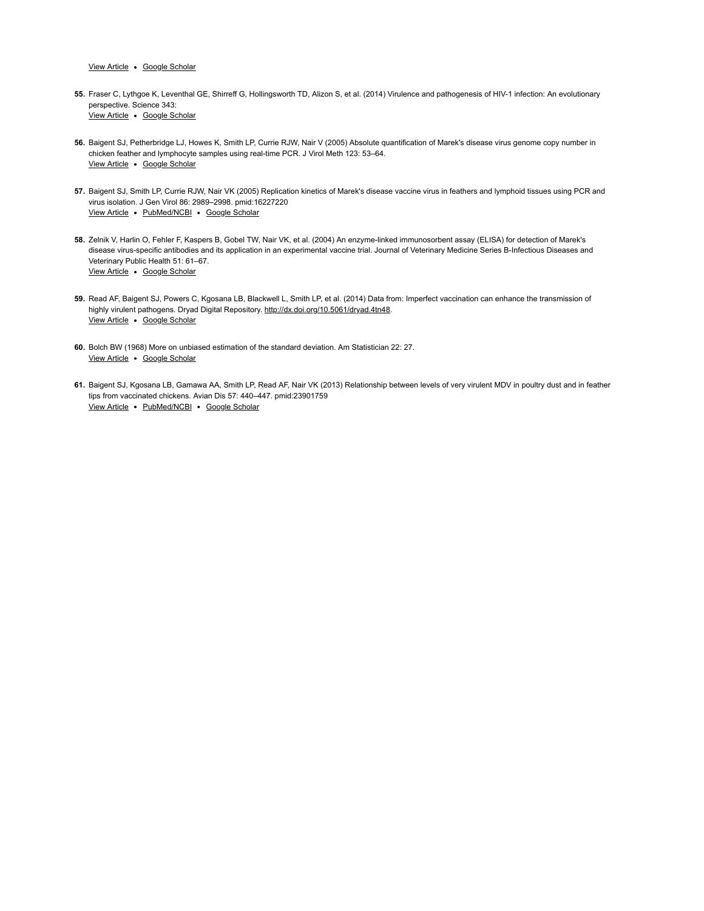View Article • Google Scholar

55. Fraser C, Lythgoe K, Leventhal GE, Shirreff G, Hollingsworth TD, Alizon S, et al. (2014) Virulence and pathogenesis of HIV-1 infection: An evolutionary perspective. Science 343:
View Article • Google Scholar

56. Baigent SJ, Petherbridge LJ, Howes K, Smith LP, Currie RJW, Nair V (2005) Absolute quantification of Marek's disease virus genome copy number in chicken feather and lymphocyte samples using real-time PCR. J Virol Meth 123: 53–64.
View Article • Google Scholar

57. Baigent SJ, Smith LP, Currie RJW, Nair VK (2005) Replication kinetics of Marek's disease vaccine virus in feathers and lymphoid tissues using PCR and virus isolation. J Gen Virol 86: 2989–2998. pmid:16227220
View Article • PubMed/NCBI • Google Scholar

58. Zelnik V, Harlin O, Fehler F, Kaspers B, Gobel TW, Nair VK, et al. (2004) An enzyme-linked immunosorbent assay (ELISA) for detection of Marek's disease virus-specific antibodies and its application in an experimental vaccine trial. Journal of Veterinary Medicine Series B-Infectious Diseases and Veterinary Public Health 51: 61–67.
View Article • Google Scholar

59. Read AF, Baigent SJ, Powers C, Kgosana LB, Blackwell L, Smith LP, et al. (2014) Data from: Imperfect vaccination can enhance the transmission of highly virulent pathogens. Dryad Digital Repository. http://dx.doi.org/10.5061/dryad.4tn48.
View Article • Google Scholar

60. Bolch BW (1968) More on unbiased estimation of the standard deviation. Am Statistician 22: 27.
View Article • Google Scholar

61. Baigent SJ, Kgosana LB, Gamawa AA, Smith LP, Read AF, Nair VK (2013) Relationship between levels of very virulent MDV in poultry dust and in feather tips from vaccinated chickens. Avian Dis 57: 440–447. pmid:23901759
View Article • PubMed/NCBI • Google Scholar